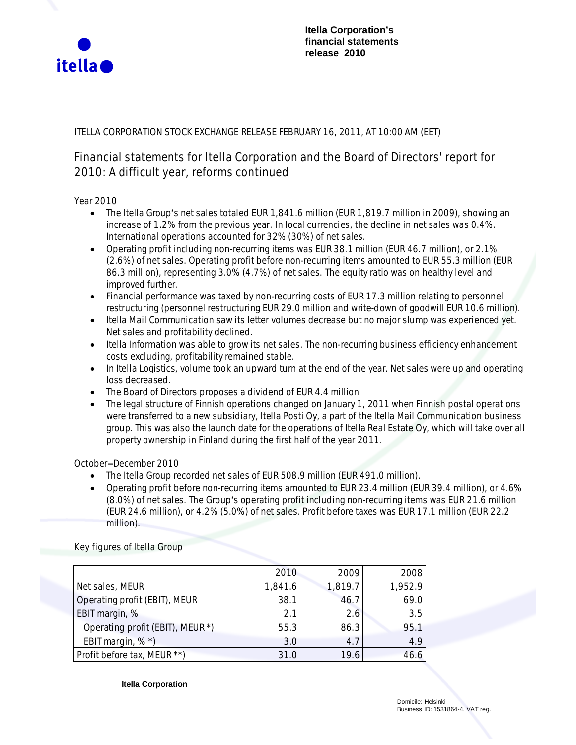**Itella Corporation's financial statements release 2010**

ITELLA CORPORATION STOCK EXCHANGE RELEASE FEBRUARY 16, 2011, AT 10:00 AM (EET)

# Financial statements for Itella Corporation and the Board of Directors' report for 2010: A difficult year, reforms continued

Year 2010

- The Itella Group's net sales totaled EUR 1,841.6 million (EUR 1,819.7 million in 2009), showing an increase of 1.2% from the previous year. In local currencies, the decline in net sales was 0.4%. International operations accounted for 32% (30%) of net sales.
- Operating profit including non-recurring items was EUR 38.1 million (EUR 46.7 million), or 2.1% (2.6%) of net sales. Operating profit before non-recurring items amounted to EUR 55.3 million (EUR 86.3 million), representing 3.0% (4.7%) of net sales. The equity ratio was on healthy level and improved further.
- Financial performance was taxed by non-recurring costs of EUR 17.3 million relating to personnel restructuring (personnel restructuring EUR 29.0 million and write-down of goodwill EUR 10.6 million).
- Itella Mail Communication saw its letter volumes decrease but no major slump was experienced yet. Net sales and profitability declined.
- Itella Information was able to grow its net sales. The non-recurring business efficiency enhancement costs excluding, profitability remained stable.
- In Itella Logistics, volume took an upward turn at the end of the year. Net sales were up and operating loss decreased.
- The Board of Directors proposes a dividend of EUR 4.4 million.
- The legal structure of Finnish operations changed on January 1, 2011 when Finnish postal operations were transferred to a new subsidiary, Itella Posti Oy, a part of the Itella Mail Communication business group. This was also the launch date for the operations of Itella Real Estate Oy, which will take over all property ownership in Finland during the first half of the year 2011.

October–December 2010

- The Itella Group recorded net sales of EUR 508.9 million (EUR 491.0 million).
- Operating profit before non-recurring items amounted to EUR 23.4 million (EUR 39.4 million), or 4.6% (8.0%) of net sales. The Group's operating profit including non-recurring items was EUR 21.6 million (EUR 24.6 million), or 4.2% (5.0%) of net sales. Profit before taxes was EUR 17.1 million (EUR 22.2 million).

Key figures of Itella Group

| | 2010 | 2009 | 2008 |
|---|---|---|---|
| Net sales, MEUR | 1,841.6 | 1,819.7 | 1,952.9 |
| Operating profit (EBIT), MEUR | 38.1 | 46.7 | 69.0 |
| EBIT margin, % | 2.1 | 2.6 | 3.5 |
| Operating profit (EBIT), MEUR *) | 55.3 | 86.3 | 95.1 |
| EBIT margin, % *) | 3.0 | 4.7 | 4.9 |
| Profit before tax, MEUR **) | 31.0 | 19.6 | 46.6 |

Itella Corporation

Domicile: Helsinki
Business ID: 1531864-4, VAT reg.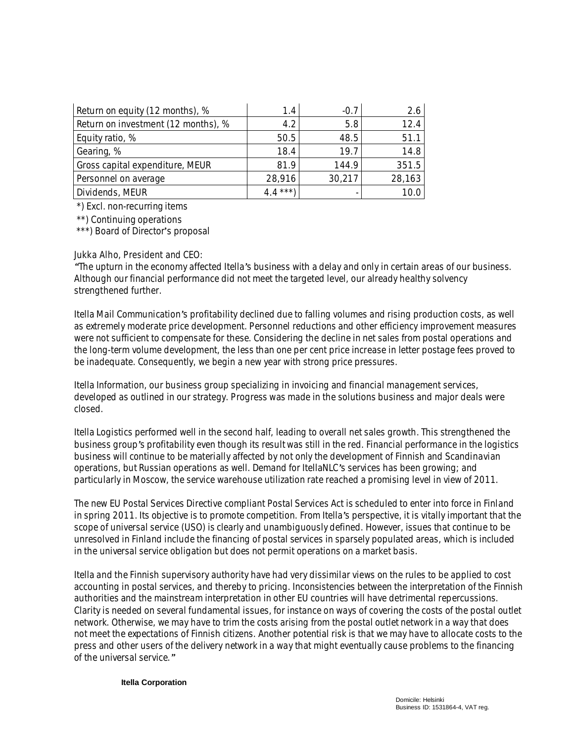| | | | |
|---|---|---|---|
| Return on equity (12 months), % | 1.4 | -0.7 | 2.6 |
| Return on investment (12 months), % | 4.2 | 5.8 | 12.4 |
| Equity ratio, % | 50.5 | 48.5 | 51.1 |
| Gearing, % | 18.4 | 19.7 | 14.8 |
| Gross capital expenditure, MEUR | 81.9 | 144.9 | 351.5 |
| Personnel on average | 28,916 | 30,217 | 28,163 |
| Dividends, MEUR | 4.4 ***) | - | 10.0 |

*) Excl. non-recurring items

**) Continuing operations

***) Board of Director's proposal

*Jukka Alho, President and CEO:*

*"The upturn in the economy affected Itella's business with a delay and only in certain areas of our business. Although our financial performance did not meet the targeted level, our already healthy solvency strengthened further.*

*Itella Mail Communication's profitability declined due to falling volumes and rising production costs, as well as extremely moderate price development. Personnel reductions and other efficiency improvement measures were not sufficient to compensate for these. Considering the decline in net sales from postal operations and the long-term volume development, the less than one per cent price increase in letter postage fees proved to be inadequate. Consequently, we begin a new year with strong price pressures.*

*Itella Information, our business group specializing in invoicing and financial management services, developed as outlined in our strategy. Progress was made in the solutions business and major deals were closed.*

*Itella Logistics performed well in the second half, leading to overall net sales growth. This strengthened the business group's profitability even though its result was still in the red. Financial performance in the logistics business will continue to be materially affected by not only the development of Finnish and Scandinavian operations, but Russian operations as well. Demand for IttellaNLC's services has been growing; and particularly in Moscow, the service warehouse utilization rate reached a promising level in view of 2011.*

*The new EU Postal Services Directive compliant Postal Services Act is scheduled to enter into force in Finland in spring 2011. Its objective is to promote competition. From Itella's perspective, it is vitally important that the scope of universal service (USO) is clearly and unambiguously defined. However, issues that continue to be unresolved in Finland include the financing of postal services in sparsely populated areas, which is included in the universal service obligation but does not permit operations on a market basis.*

*Itella and the Finnish supervisory authority have had very dissimilar views on the rules to be applied to cost accounting in postal services, and thereby to pricing. Inconsistencies between the interpretation of the Finnish authorities and the mainstream interpretation in other EU countries will have detrimental repercussions. Clarity is needed on several fundamental issues, for instance on ways of covering the costs of the postal outlet network. Otherwise, we may have to trim the costs arising from the postal outlet network in a way that does not meet the expectations of Finnish citizens. Another potential risk is that we may have to allocate costs to the press and other users of the delivery network in a way that might eventually cause problems to the financing of the universal service."*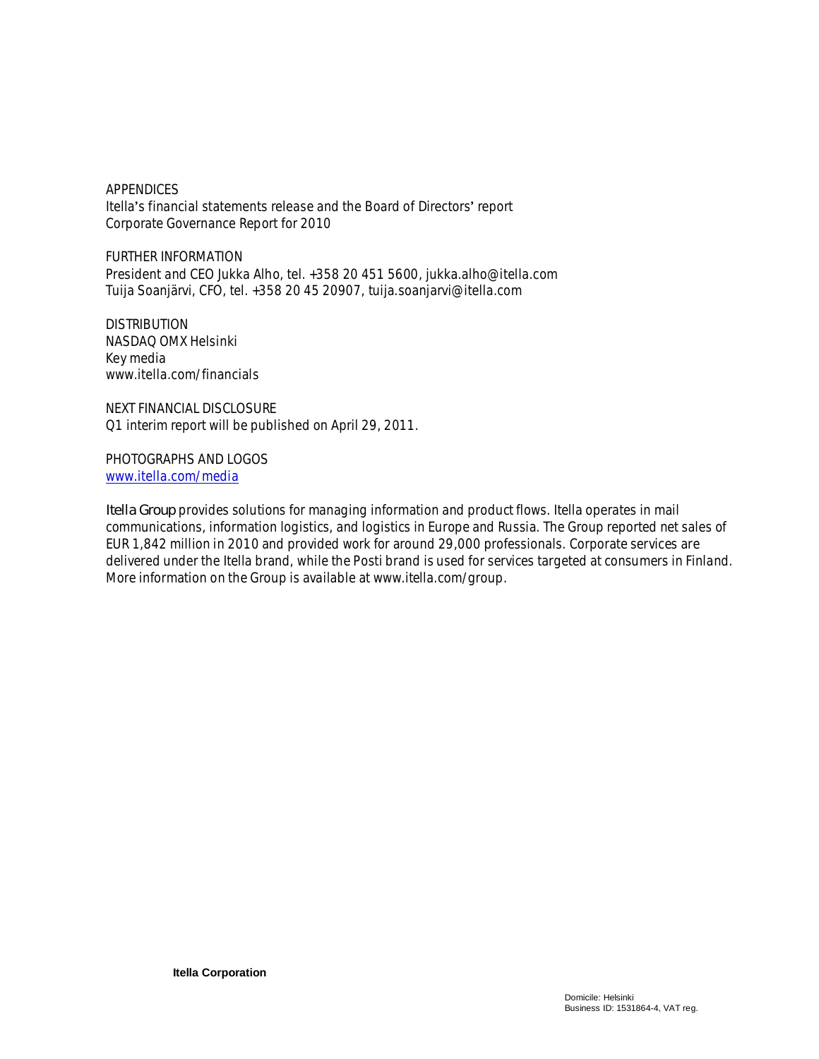APPENDICES
Itella's financial statements release and the Board of Directors' report
Corporate Governance Report for 2010

FURTHER INFORMATION
President and CEO Jukka Alho, tel. +358 20 451 5600, jukka.alho@itella.com
Tuija Soanjärvi, CFO, tel. +358 20 45 20907, tuija.soanjarvi@itella.com

DISTRIBUTION
NASDAQ OMX Helsinki
Key media
www.itella.com/financials

NEXT FINANCIAL DISCLOSURE
Q1 interim report will be published on April 29, 2011.

PHOTOGRAPHS AND LOGOS
www.itella.com/media

Itella Group provides solutions for managing information and product flows. Itella operates in mail communications, information logistics, and logistics in Europe and Russia. The Group reported net sales of EUR 1,842 million in 2010 and provided work for around 29,000 professionals. Corporate services are delivered under the Itella brand, while the Posti brand is used for services targeted at consumers in Finland. More information on the Group is available at www.itella.com/group.

**Itella Corporation**

Domicile: Helsinki
Business ID: 1531864-4, VAT reg.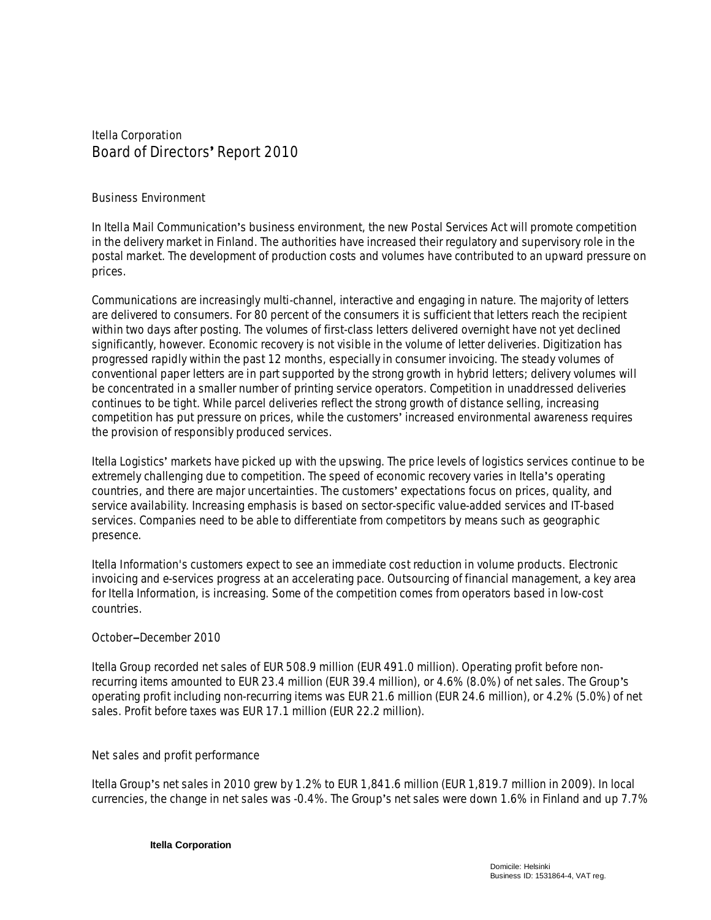Itella Corporation

# Board of Directors' Report 2010

## Business Environment

In Itella Mail Communication's business environment, the new Postal Services Act will promote competition in the delivery market in Finland. The authorities have increased their regulatory and supervisory role in the postal market. The development of production costs and volumes have contributed to an upward pressure on prices.

Communications are increasingly multi-channel, interactive and engaging in nature. The majority of letters are delivered to consumers. For 80 percent of the consumers it is sufficient that letters reach the recipient within two days after posting. The volumes of first-class letters delivered overnight have not yet declined significantly, however. Economic recovery is not visible in the volume of letter deliveries. Digitization has progressed rapidly within the past 12 months, especially in consumer invoicing. The steady volumes of conventional paper letters are in part supported by the strong growth in hybrid letters; delivery volumes will be concentrated in a smaller number of printing service operators. Competition in unaddressed deliveries continues to be tight. While parcel deliveries reflect the strong growth of distance selling, increasing competition has put pressure on prices, while the customers' increased environmental awareness requires the provision of responsibly produced services.

Itella Logistics' markets have picked up with the upswing. The price levels of logistics services continue to be extremely challenging due to competition. The speed of economic recovery varies in Itella's operating countries, and there are major uncertainties. The customers' expectations focus on prices, quality, and service availability. Increasing emphasis is based on sector-specific value-added services and IT-based services. Companies need to be able to differentiate from competitors by means such as geographic presence.

Itella Information's customers expect to see an immediate cost reduction in volume products. Electronic invoicing and e-services progress at an accelerating pace. Outsourcing of financial management, a key area for Itella Information, is increasing. Some of the competition comes from operators based in low-cost countries.

## October–December 2010

Itella Group recorded net sales of EUR 508.9 million (EUR 491.0 million). Operating profit before non-recurring items amounted to EUR 23.4 million (EUR 39.4 million), or 4.6% (8.0%) of net sales. The Group's operating profit including non-recurring items was EUR 21.6 million (EUR 24.6 million), or 4.2% (5.0%) of net sales. Profit before taxes was EUR 17.1 million (EUR 22.2 million).

## Net sales and profit performance

Itella Group's net sales in 2010 grew by 1.2% to EUR 1,841.6 million (EUR 1,819.7 million in 2009). In local currencies, the change in net sales was -0.4%. The Group's net sales were down 1.6% in Finland and up 7.7%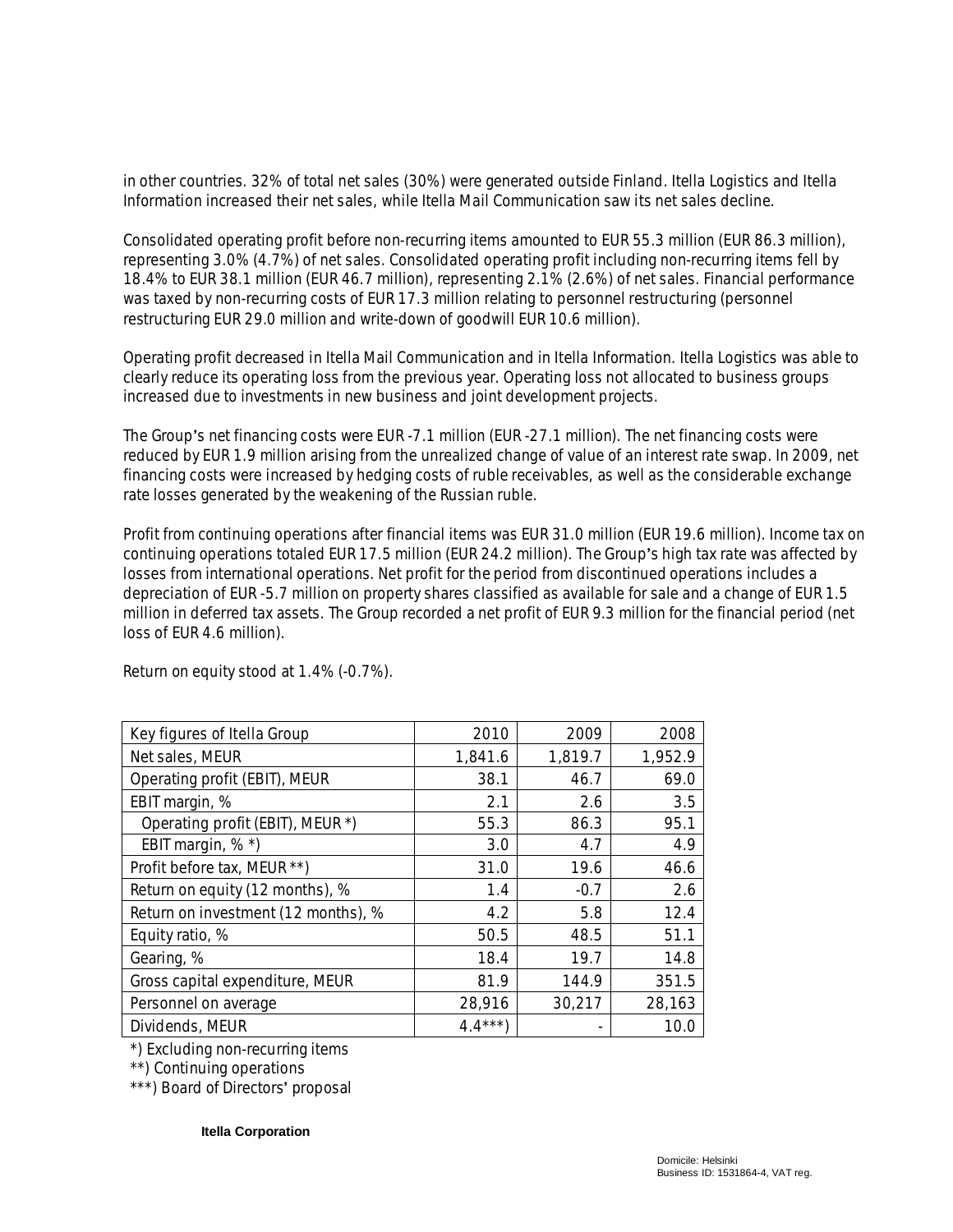in other countries. 32% of total net sales (30%) were generated outside Finland. Itella Logistics and Itella Information increased their net sales, while Itella Mail Communication saw its net sales decline.

Consolidated operating profit before non-recurring items amounted to EUR 55.3 million (EUR 86.3 million), representing 3.0% (4.7%) of net sales. Consolidated operating profit including non-recurring items fell by 18.4% to EUR 38.1 million (EUR 46.7 million), representing 2.1% (2.6%) of net sales. Financial performance was taxed by non-recurring costs of EUR 17.3 million relating to personnel restructuring (personnel restructuring EUR 29.0 million and write-down of goodwill EUR 10.6 million).

Operating profit decreased in Itella Mail Communication and in Itella Information. Itella Logistics was able to clearly reduce its operating loss from the previous year. Operating loss not allocated to business groups increased due to investments in new business and joint development projects.

The Group's net financing costs were EUR -7.1 million (EUR -27.1 million). The net financing costs were reduced by EUR 1.9 million arising from the unrealized change of value of an interest rate swap. In 2009, net financing costs were increased by hedging costs of ruble receivables, as well as the considerable exchange rate losses generated by the weakening of the Russian ruble.

Profit from continuing operations after financial items was EUR 31.0 million (EUR 19.6 million). Income tax on continuing operations totaled EUR 17.5 million (EUR 24.2 million). The Group's high tax rate was affected by losses from international operations. Net profit for the period from discontinued operations includes a depreciation of EUR -5.7 million on property shares classified as available for sale and a change of EUR 1.5 million in deferred tax assets. The Group recorded a net profit of EUR 9.3 million for the financial period (net loss of EUR 4.6 million).

Return on equity stood at 1.4% (-0.7%).

| Key figures of Itella Group | 2010 | 2009 | 2008 |
|---|---|---|---|
| Net sales, MEUR | 1,841.6 | 1,819.7 | 1,952.9 |
| Operating profit (EBIT), MEUR | 38.1 | 46.7 | 69.0 |
| EBIT margin, % | 2.1 | 2.6 | 3.5 |
| Operating profit (EBIT), MEUR *) | 55.3 | 86.3 | 95.1 |
| EBIT margin, % *) | 3.0 | 4.7 | 4.9 |
| Profit before tax, MEUR **) | 31.0 | 19.6 | 46.6 |
| Return on equity (12 months), % | 1.4 | -0.7 | 2.6 |
| Return on investment (12 months), % | 4.2 | 5.8 | 12.4 |
| Equity ratio, % | 50.5 | 48.5 | 51.1 |
| Gearing, % | 18.4 | 19.7 | 14.8 |
| Gross capital expenditure, MEUR | 81.9 | 144.9 | 351.5 |
| Personnel on average | 28,916 | 30,217 | 28,163 |
| Dividends, MEUR | 4.4***) | - | 10.0 |

*) Excluding non-recurring items

**) Continuing operations

***) Board of Directors' proposal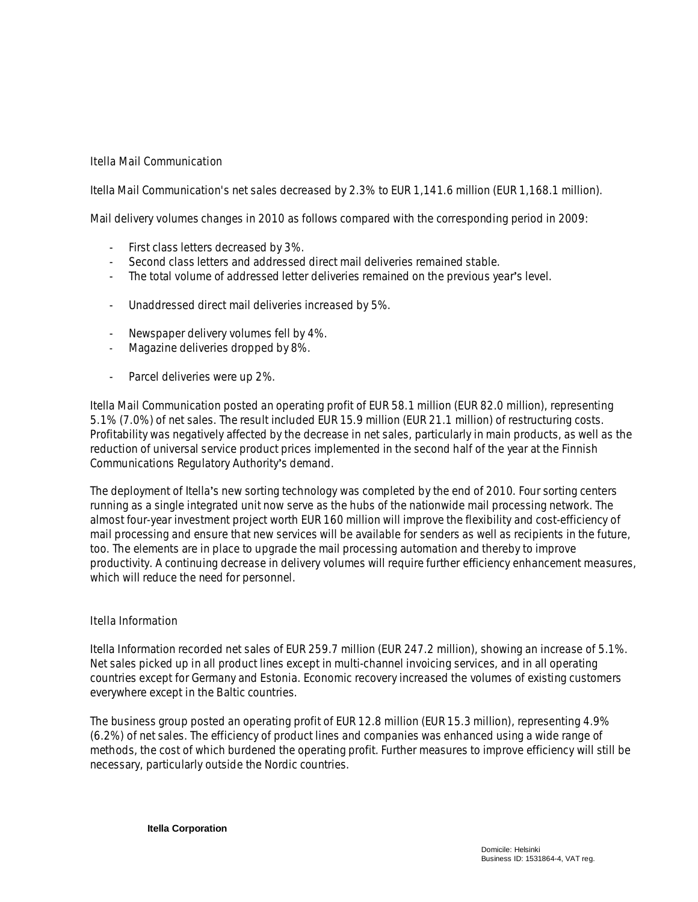## Itella Mail Communication

Itella Mail Communication's net sales decreased by 2.3% to EUR 1,141.6 million (EUR 1,168.1 million).

Mail delivery volumes changes in 2010 as follows compared with the corresponding period in 2009:

- First class letters decreased by 3%.
- Second class letters and addressed direct mail deliveries remained stable.
- The total volume of addressed letter deliveries remained on the previous year's level.

- Unaddressed direct mail deliveries increased by 5%.

- Newspaper delivery volumes fell by 4%.
- Magazine deliveries dropped by 8%.

- Parcel deliveries were up 2%.

Itella Mail Communication posted an operating profit of EUR 58.1 million (EUR 82.0 million), representing 5.1% (7.0%) of net sales. The result included EUR 15.9 million (EUR 21.1 million) of restructuring costs. Profitability was negatively affected by the decrease in net sales, particularly in main products, as well as the reduction of universal service product prices implemented in the second half of the year at the Finnish Communications Regulatory Authority's demand.

The deployment of Itella's new sorting technology was completed by the end of 2010. Four sorting centers running as a single integrated unit now serve as the hubs of the nationwide mail processing network. The almost four-year investment project worth EUR 160 million will improve the flexibility and cost-efficiency of mail processing and ensure that new services will be available for senders as well as recipients in the future, too. The elements are in place to upgrade the mail processing automation and thereby to improve productivity. A continuing decrease in delivery volumes will require further efficiency enhancement measures, which will reduce the need for personnel.

## Itella Information

Itella Information recorded net sales of EUR 259.7 million (EUR 247.2 million), showing an increase of 5.1%. Net sales picked up in all product lines except in multi-channel invoicing services, and in all operating countries except for Germany and Estonia. Economic recovery increased the volumes of existing customers everywhere except in the Baltic countries.

The business group posted an operating profit of EUR 12.8 million (EUR 15.3 million), representing 4.9% (6.2%) of net sales. The efficiency of product lines and companies was enhanced using a wide range of methods, the cost of which burdened the operating profit. Further measures to improve efficiency will still be necessary, particularly outside the Nordic countries.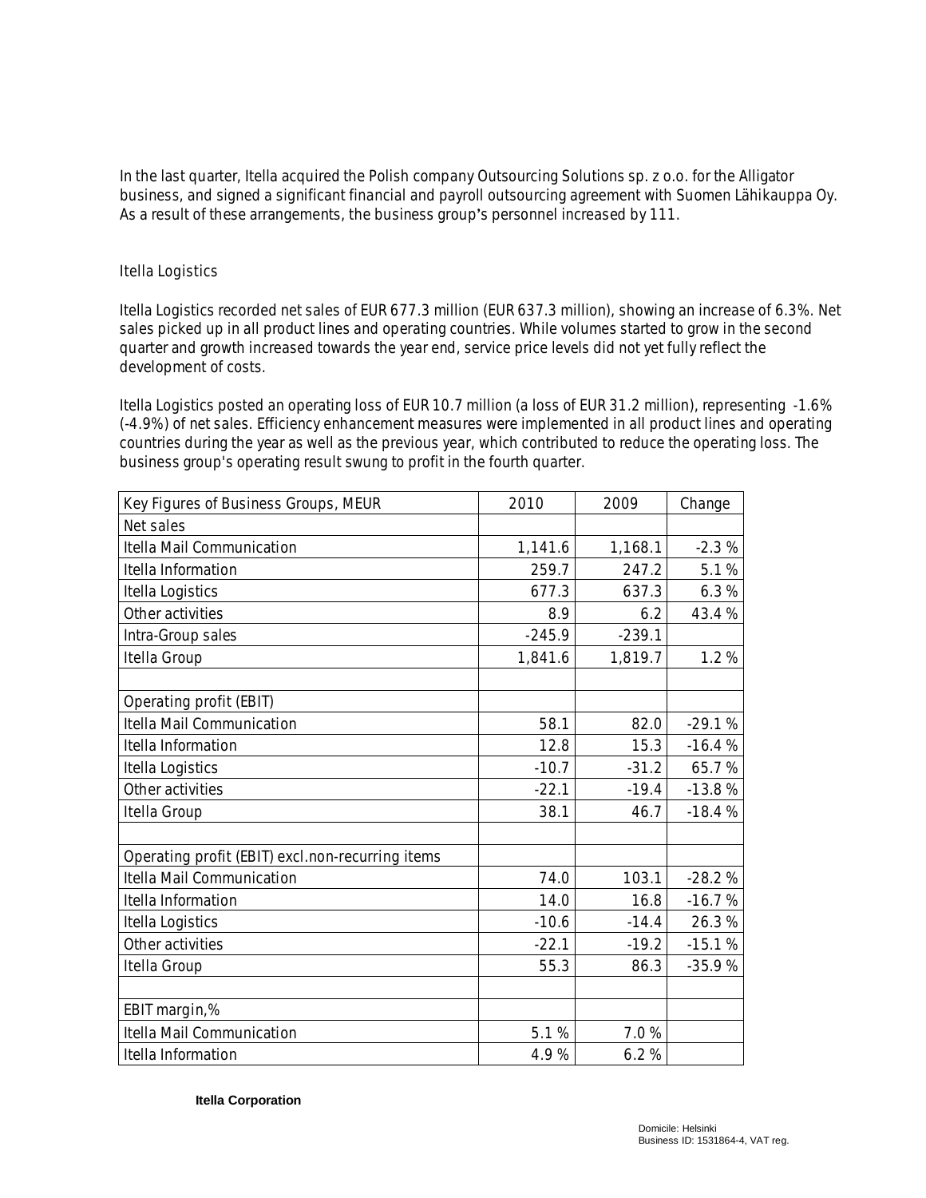In the last quarter, Itella acquired the Polish company Outsourcing Solutions sp. z o.o. for the Alligator business, and signed a significant financial and payroll outsourcing agreement with Suomen Lähikauppa Oy. As a result of these arrangements, the business group's personnel increased by 111.

### Itella Logistics

Itella Logistics recorded net sales of EUR 677.3 million (EUR 637.3 million), showing an increase of 6.3%. Net sales picked up in all product lines and operating countries. While volumes started to grow in the second quarter and growth increased towards the year end, service price levels did not yet fully reflect the development of costs.

Itella Logistics posted an operating loss of EUR 10.7 million (a loss of EUR 31.2 million), representing -1.6% (-4.9%) of net sales. Efficiency enhancement measures were implemented in all product lines and operating countries during the year as well as the previous year, which contributed to reduce the operating loss. The business group's operating result swung to profit in the fourth quarter.

| Key Figures of Business Groups, MEUR | 2010 | 2009 | Change |
|---|---|---|---|
| Net sales | | | |
| Itella Mail Communication | 1,141.6 | 1,168.1 | -2.3 % |
| Itella Information | 259.7 | 247.2 | 5.1 % |
| Itella Logistics | 677.3 | 637.3 | 6.3 % |
| Other activities | 8.9 | 6.2 | 43.4 % |
| Intra-Group sales | -245.9 | -239.1 | |
| Itella Group | 1,841.6 | 1,819.7 | 1.2 % |
| | | | |
| Operating profit (EBIT) | | | |
| Itella Mail Communication | 58.1 | 82.0 | -29.1 % |
| Itella Information | 12.8 | 15.3 | -16.4 % |
| Itella Logistics | -10.7 | -31.2 | 65.7 % |
| Other activities | -22.1 | -19.4 | -13.8 % |
| Itella Group | 38.1 | 46.7 | -18.4 % |
| | | | |
| Operating profit (EBIT) excl.non-recurring items | | | |
| Itella Mail Communication | 74.0 | 103.1 | -28.2 % |
| Itella Information | 14.0 | 16.8 | -16.7 % |
| Itella Logistics | -10.6 | -14.4 | 26.3 % |
| Other activities | -22.1 | -19.2 | -15.1 % |
| Itella Group | 55.3 | 86.3 | -35.9 % |
| | | | |
| EBIT margin,% | | | |
| Itella Mail Communication | 5.1 % | 7.0 % | |
| Itella Information | 4.9 % | 6.2 % | |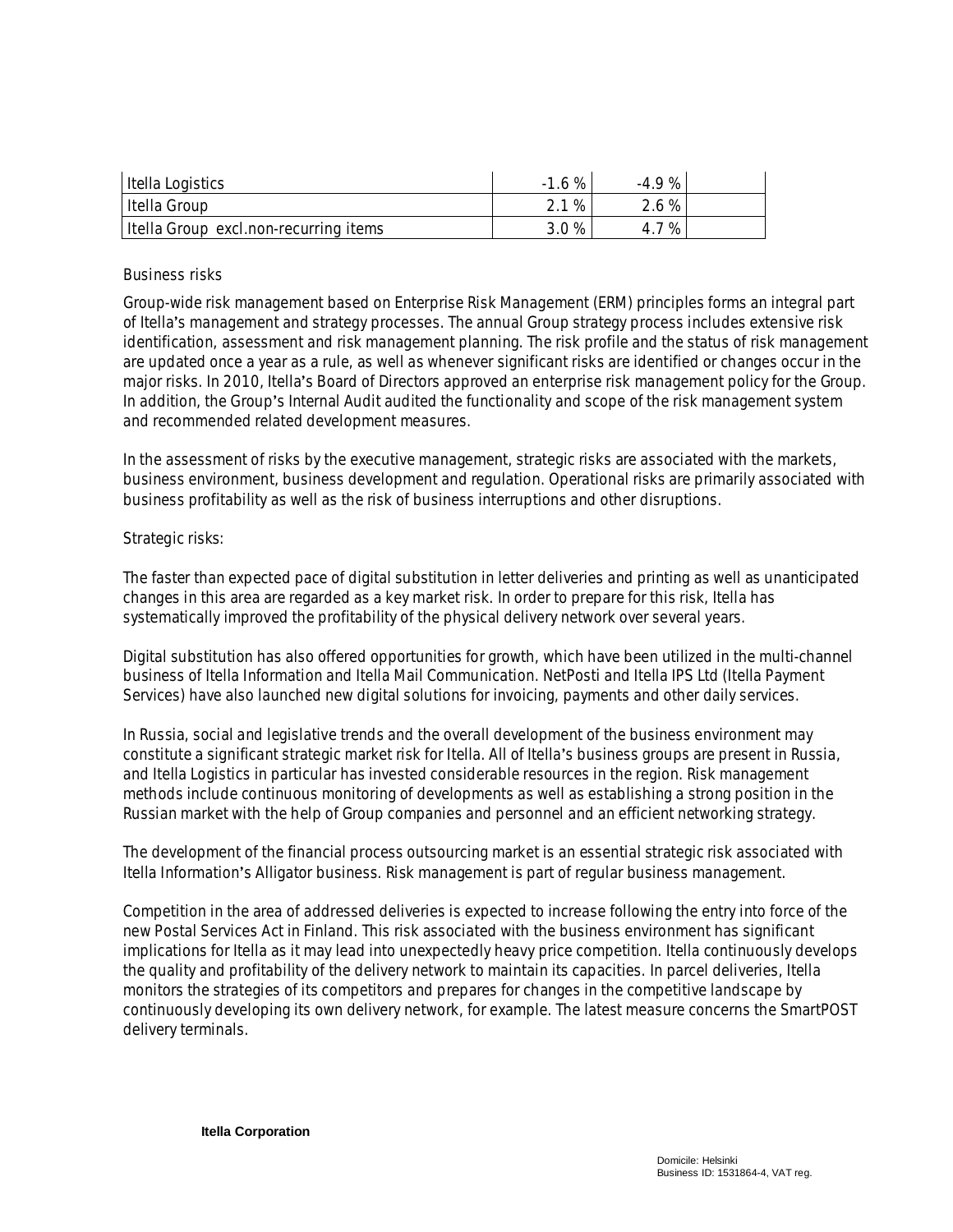| | | | |
|---|---|---|---|
| Itella Logistics | -1.6 % | -4.9 % | |
| Itella Group | 2.1 % | 2.6 % | |
| Itella Group excl.non-recurring items | 3.0 % | 4.7 % | |

Business risks

Group-wide risk management based on Enterprise Risk Management (ERM) principles forms an integral part of Itella's management and strategy processes. The annual Group strategy process includes extensive risk identification, assessment and risk management planning. The risk profile and the status of risk management are updated once a year as a rule, as well as whenever significant risks are identified or changes occur in the major risks. In 2010, Itella's Board of Directors approved an enterprise risk management policy for the Group. In addition, the Group's Internal Audit audited the functionality and scope of the risk management system and recommended related development measures.

In the assessment of risks by the executive management, strategic risks are associated with the markets, business environment, business development and regulation. Operational risks are primarily associated with business profitability as well as the risk of business interruptions and other disruptions.

Strategic risks:

The faster than expected pace of digital substitution in letter deliveries and printing as well as unanticipated changes in this area are regarded as a key market risk. In order to prepare for this risk, Itella has systematically improved the profitability of the physical delivery network over several years.

Digital substitution has also offered opportunities for growth, which have been utilized in the multi-channel business of Itella Information and Itella Mail Communication. NetPosti and Itella IPS Ltd (Itella Payment Services) have also launched new digital solutions for invoicing, payments and other daily services.

In Russia, social and legislative trends and the overall development of the business environment may constitute a significant strategic market risk for Itella. All of Itella's business groups are present in Russia, and Itella Logistics in particular has invested considerable resources in the region. Risk management methods include continuous monitoring of developments as well as establishing a strong position in the Russian market with the help of Group companies and personnel and an efficient networking strategy.

The development of the financial process outsourcing market is an essential strategic risk associated with Itella Information's Alligator business. Risk management is part of regular business management.

Competition in the area of addressed deliveries is expected to increase following the entry into force of the new Postal Services Act in Finland. This risk associated with the business environment has significant implications for Itella as it may lead into unexpectedly heavy price competition. Itella continuously develops the quality and profitability of the delivery network to maintain its capacities. In parcel deliveries, Itella monitors the strategies of its competitors and prepares for changes in the competitive landscape by continuously developing its own delivery network, for example. The latest measure concerns the SmartPOST delivery terminals.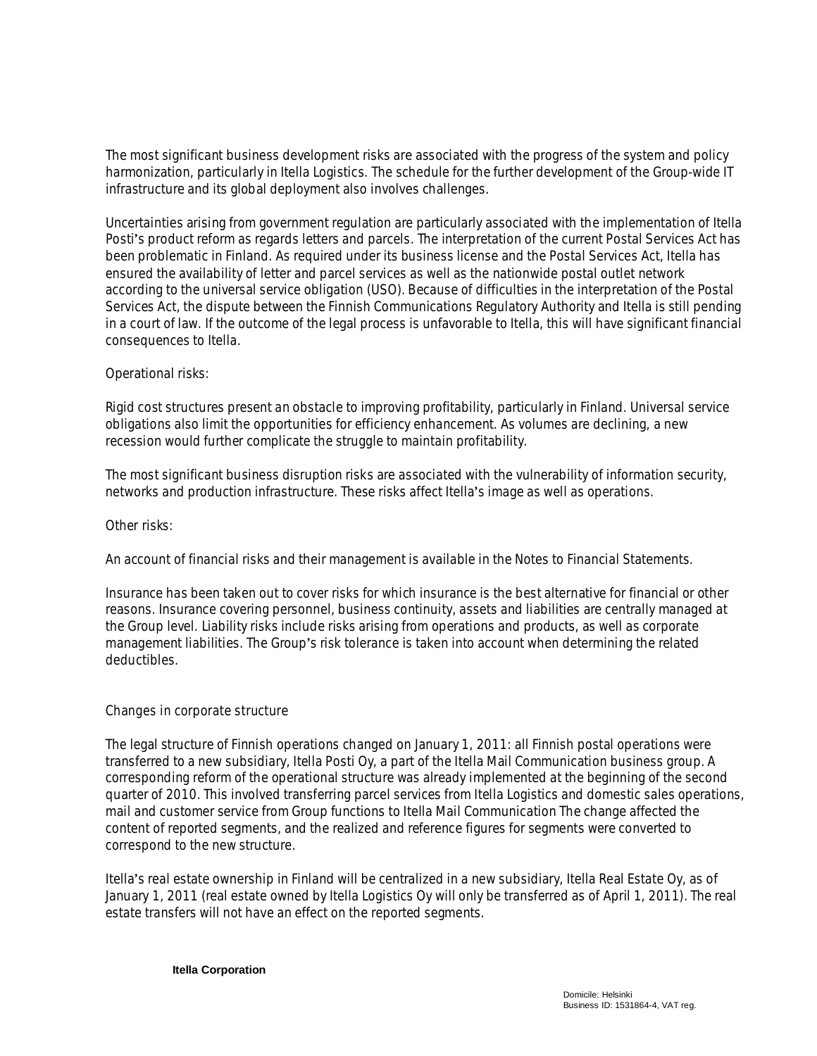The most significant business development risks are associated with the progress of the system and policy harmonization, particularly in Itella Logistics. The schedule for the further development of the Group-wide IT infrastructure and its global deployment also involves challenges.

Uncertainties arising from government regulation are particularly associated with the implementation of Itella Posti's product reform as regards letters and parcels. The interpretation of the current Postal Services Act has been problematic in Finland. As required under its business license and the Postal Services Act, Itella has ensured the availability of letter and parcel services as well as the nationwide postal outlet network according to the universal service obligation (USO). Because of difficulties in the interpretation of the Postal Services Act, the dispute between the Finnish Communications Regulatory Authority and Itella is still pending in a court of law. If the outcome of the legal process is unfavorable to Itella, this will have significant financial consequences to Itella.

Operational risks:

Rigid cost structures present an obstacle to improving profitability, particularly in Finland. Universal service obligations also limit the opportunities for efficiency enhancement. As volumes are declining, a new recession would further complicate the struggle to maintain profitability.

The most significant business disruption risks are associated with the vulnerability of information security, networks and production infrastructure. These risks affect Itella's image as well as operations.

Other risks:

An account of financial risks and their management is available in the Notes to Financial Statements.

Insurance has been taken out to cover risks for which insurance is the best alternative for financial or other reasons. Insurance covering personnel, business continuity, assets and liabilities are centrally managed at the Group level. Liability risks include risks arising from operations and products, as well as corporate management liabilities. The Group's risk tolerance is taken into account when determining the related deductibles.

## Changes in corporate structure

The legal structure of Finnish operations changed on January 1, 2011: all Finnish postal operations were transferred to a new subsidiary, Itella Posti Oy, a part of the Itella Mail Communication business group. A corresponding reform of the operational structure was already implemented at the beginning of the second quarter of 2010. This involved transferring parcel services from Itella Logistics and domestic sales operations, mail and customer service from Group functions to Itella Mail Communication The change affected the content of reported segments, and the realized and reference figures for segments were converted to correspond to the new structure.

Itella's real estate ownership in Finland will be centralized in a new subsidiary, Itella Real Estate Oy, as of January 1, 2011 (real estate owned by Itella Logistics Oy will only be transferred as of April 1, 2011). The real estate transfers will not have an effect on the reported segments.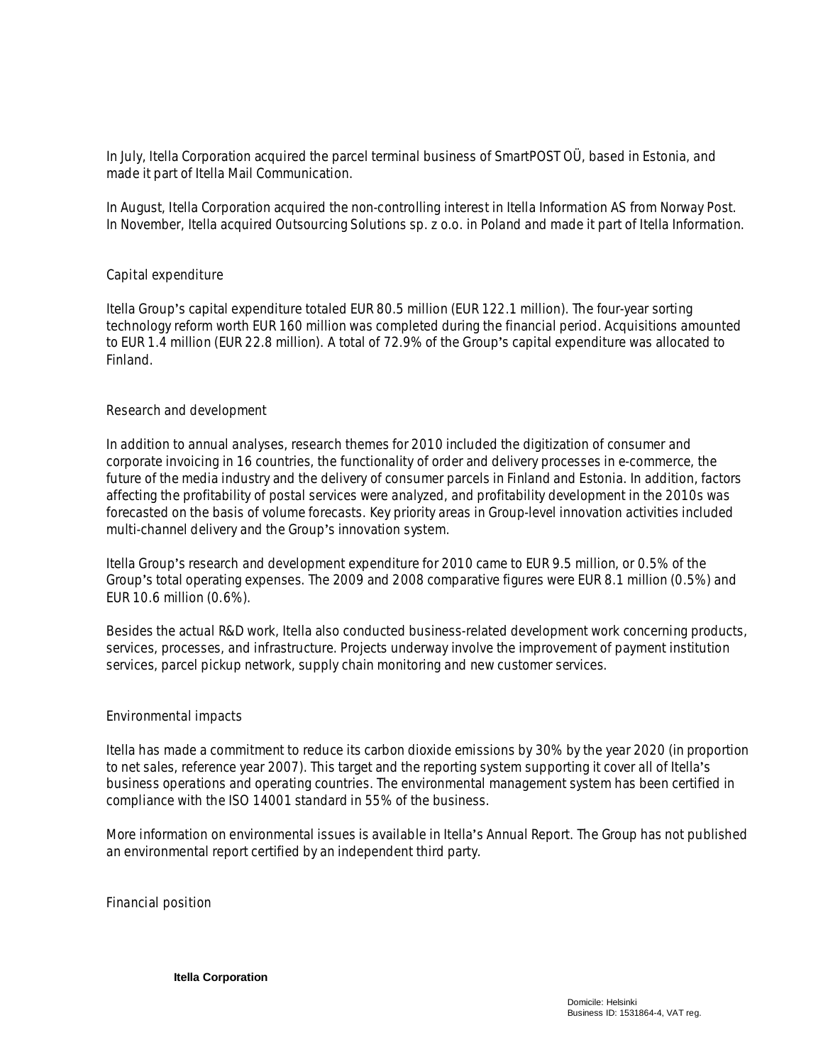In July, Itella Corporation acquired the parcel terminal business of SmartPOST OÜ, based in Estonia, and made it part of Itella Mail Communication.

In August, Itella Corporation acquired the non-controlling interest in Itella Information AS from Norway Post. In November, Itella acquired Outsourcing Solutions sp. z o.o. in Poland and made it part of Itella Information.

## Capital expenditure

Itella Group's capital expenditure totaled EUR 80.5 million (EUR 122.1 million). The four-year sorting technology reform worth EUR 160 million was completed during the financial period. Acquisitions amounted to EUR 1.4 million (EUR 22.8 million). A total of 72.9% of the Group's capital expenditure was allocated to Finland.

## Research and development

In addition to annual analyses, research themes for 2010 included the digitization of consumer and corporate invoicing in 16 countries, the functionality of order and delivery processes in e-commerce, the future of the media industry and the delivery of consumer parcels in Finland and Estonia. In addition, factors affecting the profitability of postal services were analyzed, and profitability development in the 2010s was forecasted on the basis of volume forecasts. Key priority areas in Group-level innovation activities included multi-channel delivery and the Group's innovation system.

Itella Group's research and development expenditure for 2010 came to EUR 9.5 million, or 0.5% of the Group's total operating expenses. The 2009 and 2008 comparative figures were EUR 8.1 million (0.5%) and EUR 10.6 million (0.6%).

Besides the actual R&D work, Itella also conducted business-related development work concerning products, services, processes, and infrastructure. Projects underway involve the improvement of payment institution services, parcel pickup network, supply chain monitoring and new customer services.

## Environmental impacts

Itella has made a commitment to reduce its carbon dioxide emissions by 30% by the year 2020 (in proportion to net sales, reference year 2007). This target and the reporting system supporting it cover all of Itella's business operations and operating countries. The environmental management system has been certified in compliance with the ISO 14001 standard in 55% of the business.

More information on environmental issues is available in Itella's Annual Report. The Group has not published an environmental report certified by an independent third party.

## Financial position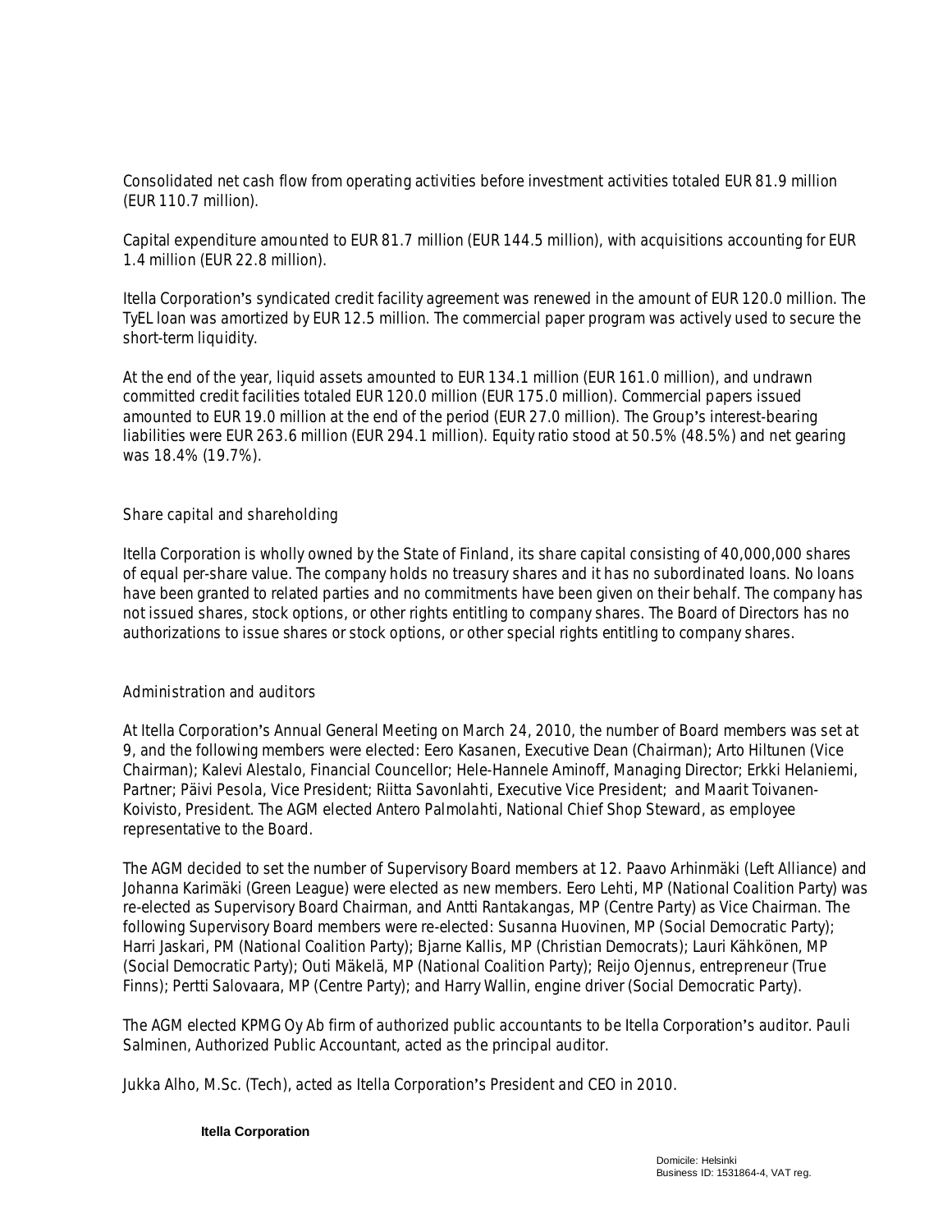Consolidated net cash flow from operating activities before investment activities totaled EUR 81.9 million (EUR 110.7 million).

Capital expenditure amounted to EUR 81.7 million (EUR 144.5 million), with acquisitions accounting for EUR 1.4 million (EUR 22.8 million).

Itella Corporation's syndicated credit facility agreement was renewed in the amount of EUR 120.0 million. The TyEL loan was amortized by EUR 12.5 million. The commercial paper program was actively used to secure the short-term liquidity.

At the end of the year, liquid assets amounted to EUR 134.1 million (EUR 161.0 million), and undrawn committed credit facilities totaled EUR 120.0 million (EUR 175.0 million). Commercial papers issued amounted to EUR 19.0 million at the end of the period (EUR 27.0 million). The Group's interest-bearing liabilities were EUR 263.6 million (EUR 294.1 million). Equity ratio stood at 50.5% (48.5%) and net gearing was 18.4% (19.7%).

## Share capital and shareholding

Itella Corporation is wholly owned by the State of Finland, its share capital consisting of 40,000,000 shares of equal per-share value. The company holds no treasury shares and it has no subordinated loans. No loans have been granted to related parties and no commitments have been given on their behalf. The company has not issued shares, stock options, or other rights entitling to company shares. The Board of Directors has no authorizations to issue shares or stock options, or other special rights entitling to company shares.

## Administration and auditors

At Itella Corporation's Annual General Meeting on March 24, 2010, the number of Board members was set at 9, and the following members were elected: Eero Kasanen, Executive Dean (Chairman); Arto Hiltunen (Vice Chairman); Kalevi Alestalo, Financial Councellor; Hele-Hannele Aminoff, Managing Director; Erkki Helaniemi, Partner; Päivi Pesola, Vice President; Riitta Savonlahti, Executive Vice President; and Maarit Toivanen-Koivisto, President. The AGM elected Antero Palmolahti, National Chief Shop Steward, as employee representative to the Board.

The AGM decided to set the number of Supervisory Board members at 12. Paavo Arhinmäki (Left Alliance) and Johanna Karimäki (Green League) were elected as new members. Eero Lehti, MP (National Coalition Party) was re-elected as Supervisory Board Chairman, and Antti Rantakangas, MP (Centre Party) as Vice Chairman. The following Supervisory Board members were re-elected: Susanna Huovinen, MP (Social Democratic Party); Harri Jaskari, PM (National Coalition Party); Bjarne Kallis, MP (Christian Democrats); Lauri Kähkönen, MP (Social Democratic Party); Outi Mäkelä, MP (National Coalition Party); Reijo Ojennus, entrepreneur (True Finns); Pertti Salovaara, MP (Centre Party); and Harry Wallin, engine driver (Social Democratic Party).

The AGM elected KPMG Oy Ab firm of authorized public accountants to be Itella Corporation's auditor. Pauli Salminen, Authorized Public Accountant, acted as the principal auditor.

Jukka Alho, M.Sc. (Tech), acted as Itella Corporation's President and CEO in 2010.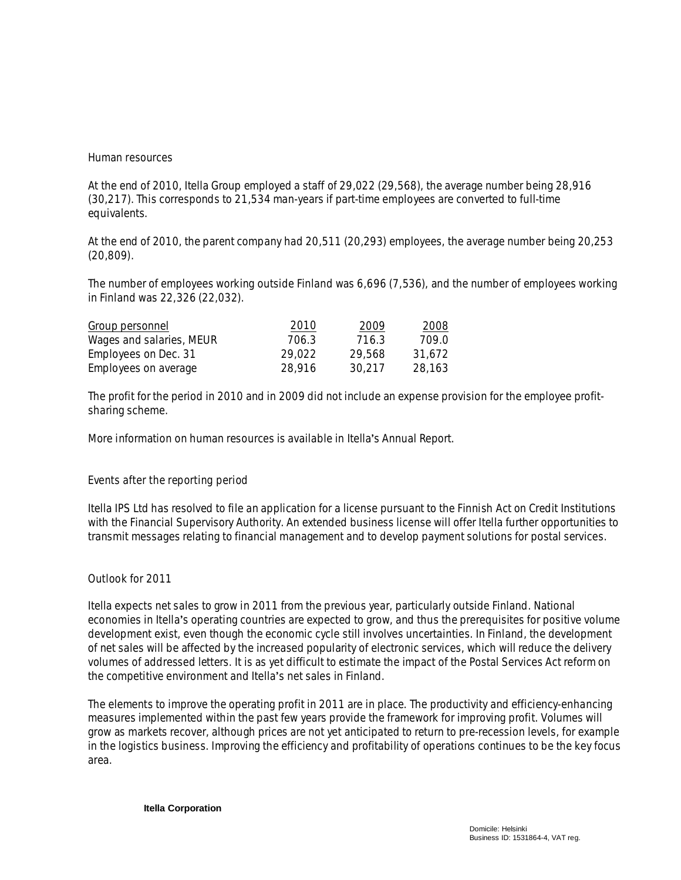## Human resources

At the end of 2010, Itella Group employed a staff of 29,022 (29,568), the average number being 28,916 (30,217). This corresponds to 21,534 man-years if part-time employees are converted to full-time equivalents.

At the end of 2010, the parent company had 20,511 (20,293) employees, the average number being 20,253 (20,809).

The number of employees working outside Finland was 6,696 (7,536), and the number of employees working in Finland was 22,326 (22,032).

| Group personnel | 2010 | 2009 | 2008 |
| --- | --- | --- | --- |
| Wages and salaries, MEUR | 706.3 | 716.3 | 709.0 |
| Employees on Dec. 31 | 29,022 | 29,568 | 31,672 |
| Employees on average | 28,916 | 30,217 | 28,163 |

The profit for the period in 2010 and in 2009 did not include an expense provision for the employee profit-sharing scheme.

More information on human resources is available in Itella's Annual Report.

## Events after the reporting period

Itella IPS Ltd has resolved to file an application for a license pursuant to the Finnish Act on Credit Institutions with the Financial Supervisory Authority. An extended business license will offer Itella further opportunities to transmit messages relating to financial management and to develop payment solutions for postal services.

## Outlook for 2011

Itella expects net sales to grow in 2011 from the previous year, particularly outside Finland. National economies in Itella's operating countries are expected to grow, and thus the prerequisites for positive volume development exist, even though the economic cycle still involves uncertainties. In Finland, the development of net sales will be affected by the increased popularity of electronic services, which will reduce the delivery volumes of addressed letters. It is as yet difficult to estimate the impact of the Postal Services Act reform on the competitive environment and Itella's net sales in Finland.

The elements to improve the operating profit in 2011 are in place. The productivity and efficiency-enhancing measures implemented within the past few years provide the framework for improving profit. Volumes will grow as markets recover, although prices are not yet anticipated to return to pre-recession levels, for example in the logistics business. Improving the efficiency and profitability of operations continues to be the key focus area.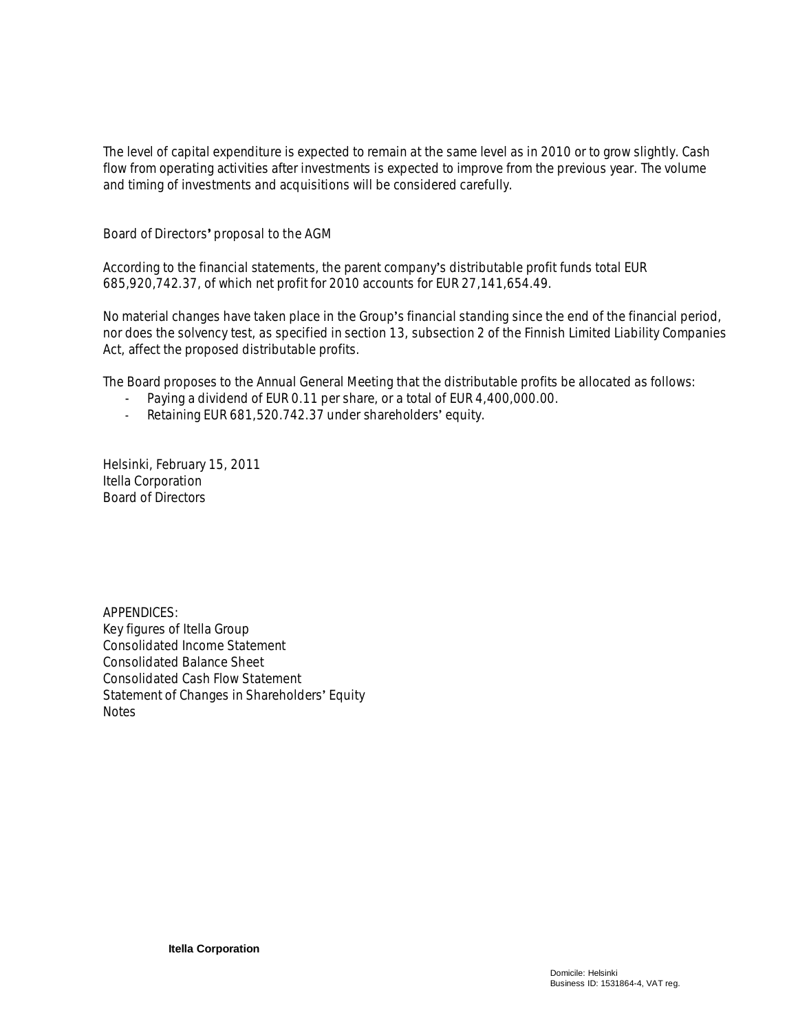The level of capital expenditure is expected to remain at the same level as in 2010 or to grow slightly. Cash flow from operating activities after investments is expected to improve from the previous year. The volume and timing of investments and acquisitions will be considered carefully.

## Board of Directors' proposal to the AGM

According to the financial statements, the parent company's distributable profit funds total EUR 685,920,742.37, of which net profit for 2010 accounts for EUR 27,141,654.49.

No material changes have taken place in the Group's financial standing since the end of the financial period, nor does the solvency test, as specified in section 13, subsection 2 of the Finnish Limited Liability Companies Act, affect the proposed distributable profits.

The Board proposes to the Annual General Meeting that the distributable profits be allocated as follows:

- Paying a dividend of EUR 0.11 per share, or a total of EUR 4,400,000.00.
- Retaining EUR 681,520.742.37 under shareholders' equity.

Helsinki, February 15, 2011
Itella Corporation
Board of Directors

APPENDICES:
Key figures of Itella Group
Consolidated Income Statement
Consolidated Balance Sheet
Consolidated Cash Flow Statement
Statement of Changes in Shareholders' Equity
Notes

**Itella Corporation**

Domicile: Helsinki
Business ID: 1531864-4, VAT reg.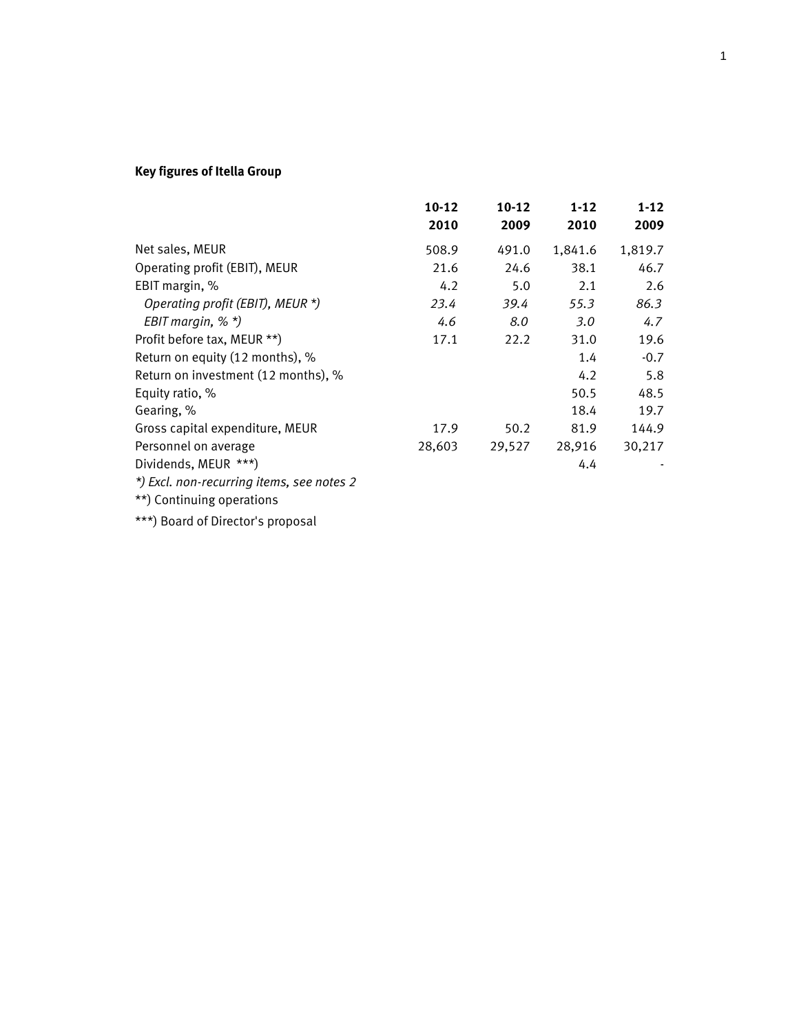**Key figures of Itella Group**

| | 10-12 2010 | 10-12 2009 | 1-12 2010 | 1-12 2009 |
|---|---|---|---|---|
| Net sales, MEUR | 508.9 | 491.0 | 1,841.6 | 1,819.7 |
| Operating profit (EBIT), MEUR | 21.6 | 24.6 | 38.1 | 46.7 |
| EBIT margin, % | 4.2 | 5.0 | 2.1 | 2.6 |
| *Operating profit (EBIT), MEUR *)* | *23.4* | *39.4* | *55.3* | *86.3* |
| *EBIT margin, % *)* | *4.6* | *8.0* | *3.0* | *4.7* |
| Profit before tax, MEUR **) | 17.1 | 22.2 | 31.0 | 19.6 |
| Return on equity (12 months), % | | | 1.4 | -0.7 |
| Return on investment (12 months), % | | | 4.2 | 5.8 |
| Equity ratio, % | | | 50.5 | 48.5 |
| Gearing, % | | | 18.4 | 19.7 |
| Gross capital expenditure, MEUR | 17.9 | 50.2 | 81.9 | 144.9 |
| Personnel on average | 28,603 | 29,527 | 28,916 | 30,217 |
| Dividends, MEUR ***) | | | 4.4 | - |

*\*) Excl. non-recurring items, see notes 2*

**) Continuing operations

***) Board of Director's proposal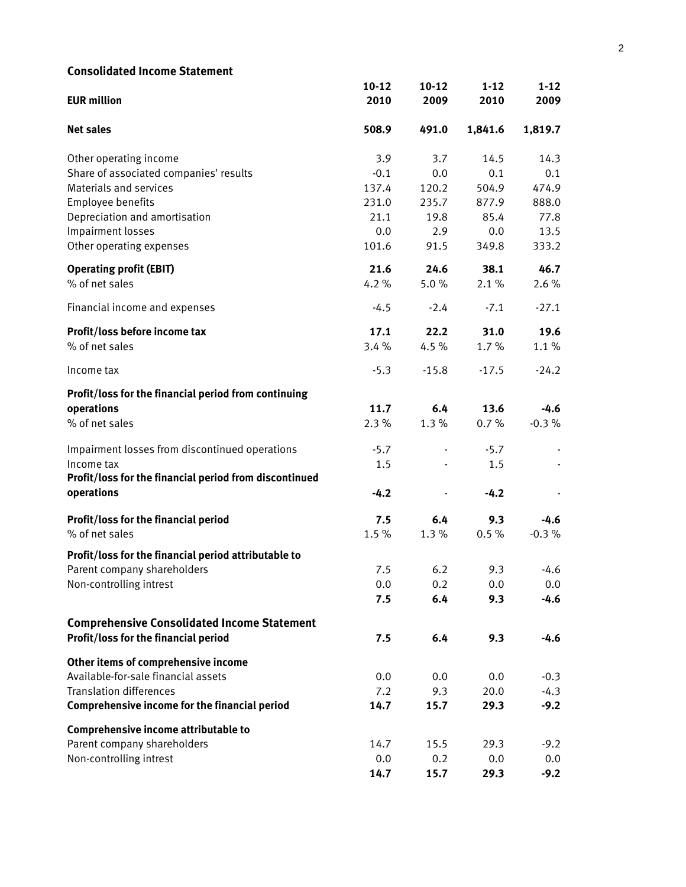## Consolidated Income Statement

| EUR million | 10-12 2010 | 10-12 2009 | 1-12 2010 | 1-12 2009 |
|---|---|---|---|---|
| **Net sales** | **508.9** | **491.0** | **1,841.6** | **1,819.7** |
| Other operating income | 3.9 | 3.7 | 14.5 | 14.3 |
| Share of associated companies' results | -0.1 | 0.0 | 0.1 | 0.1 |
| Materials and services | 137.4 | 120.2 | 504.9 | 474.9 |
| Employee benefits | 231.0 | 235.7 | 877.9 | 888.0 |
| Depreciation and amortisation | 21.1 | 19.8 | 85.4 | 77.8 |
| Impairment losses | 0.0 | 2.9 | 0.0 | 13.5 |
| Other operating expenses | 101.6 | 91.5 | 349.8 | 333.2 |
| **Operating profit (EBIT)** | **21.6** | **24.6** | **38.1** | **46.7** |
| % of net sales | 4.2 % | 5.0 % | 2.1 % | 2.6 % |
| Financial income and expenses | -4.5 | -2.4 | -7.1 | -27.1 |
| **Profit/loss before income tax** | **17.1** | **22.2** | **31.0** | **19.6** |
| % of net sales | 3.4 % | 4.5 % | 1.7 % | 1.1 % |
| Income tax | -5.3 | -15.8 | -17.5 | -24.2 |
| **Profit/loss for the financial period from continuing operations** | **11.7** | **6.4** | **13.6** | **-4.6** |
| % of net sales | 2.3 % | 1.3 % | 0.7 % | -0.3 % |
| Impairment losses from discontinued operations | -5.7 | - | -5.7 | - |
| Income tax | 1.5 | - | 1.5 | - |
| **Profit/loss for the financial period from discontinued operations** | **-4.2** | - | **-4.2** | - |
| **Profit/loss for the financial period** | **7.5** | **6.4** | **9.3** | **-4.6** |
| % of net sales | 1.5 % | 1.3 % | 0.5 % | -0.3 % |
| **Profit/loss for the financial period attributable to** | | | | |
| Parent company shareholders | 7.5 | 6.2 | 9.3 | -4.6 |
| Non-controlling intrest | 0.0 | 0.2 | 0.0 | 0.0 |
| | **7.5** | **6.4** | **9.3** | **-4.6** |

## Comprehensive Consolidated Income Statement

| | 10-12 2010 | 10-12 2009 | 1-12 2010 | 1-12 2009 |
|---|---|---|---|---|
| **Profit/loss for the financial period** | **7.5** | **6.4** | **9.3** | **-4.6** |
| **Other items of comprehensive income** | | | | |
| Available-for-sale financial assets | 0.0 | 0.0 | 0.0 | -0.3 |
| Translation differences | 7.2 | 9.3 | 20.0 | -4.3 |
| **Comprehensive income for the financial period** | **14.7** | **15.7** | **29.3** | **-9.2** |
| **Comprehensive income attributable to** | | | | |
| Parent company shareholders | 14.7 | 15.5 | 29.3 | -9.2 |
| Non-controlling intrest | 0.0 | 0.2 | 0.0 | 0.0 |
| | **14.7** | **15.7** | **29.3** | **-9.2** |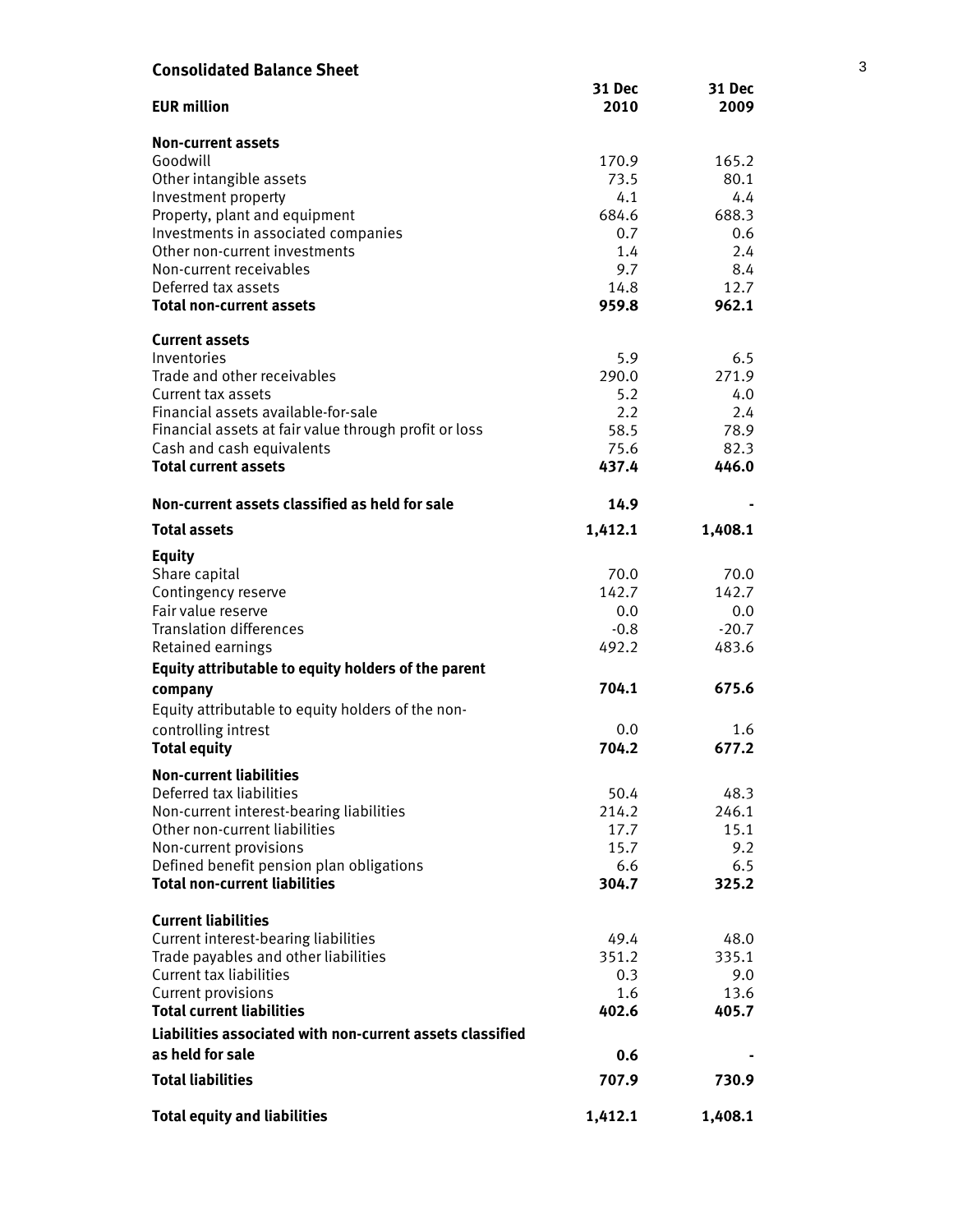## Consolidated Balance Sheet

| EUR million | 31 Dec 2010 | 31 Dec 2009 |
|---|---|---|
| **Non-current assets** | | |
| Goodwill | 170.9 | 165.2 |
| Other intangible assets | 73.5 | 80.1 |
| Investment property | 4.1 | 4.4 |
| Property, plant and equipment | 684.6 | 688.3 |
| Investments in associated companies | 0.7 | 0.6 |
| Other non-current investments | 1.4 | 2.4 |
| Non-current receivables | 9.7 | 8.4 |
| Deferred tax assets | 14.8 | 12.7 |
| **Total non-current assets** | **959.8** | **962.1** |
| **Current assets** | | |
| Inventories | 5.9 | 6.5 |
| Trade and other receivables | 290.0 | 271.9 |
| Current tax assets | 5.2 | 4.0 |
| Financial assets available-for-sale | 2.2 | 2.4 |
| Financial assets at fair value through profit or loss | 58.5 | 78.9 |
| Cash and cash equivalents | 75.6 | 82.3 |
| **Total current assets** | **437.4** | **446.0** |
| **Non-current assets classified as held for sale** | **14.9** | **-** |
| **Total assets** | **1,412.1** | **1,408.1** |
| **Equity** | | |
| Share capital | 70.0 | 70.0 |
| Contingency reserve | 142.7 | 142.7 |
| Fair value reserve | 0.0 | 0.0 |
| Translation differences | -0.8 | -20.7 |
| Retained earnings | 492.2 | 483.6 |
| **Equity attributable to equity holders of the parent company** | **704.1** | **675.6** |
| Equity attributable to equity holders of the non-controlling intrest | 0.0 | 1.6 |
| **Total equity** | **704.2** | **677.2** |
| **Non-current liabilities** | | |
| Deferred tax liabilities | 50.4 | 48.3 |
| Non-current interest-bearing liabilities | 214.2 | 246.1 |
| Other non-current liabilities | 17.7 | 15.1 |
| Non-current provisions | 15.7 | 9.2 |
| Defined benefit pension plan obligations | 6.6 | 6.5 |
| **Total non-current liabilities** | **304.7** | **325.2** |
| **Current liabilities** | | |
| Current interest-bearing liabilities | 49.4 | 48.0 |
| Trade payables and other liabilities | 351.2 | 335.1 |
| Current tax liabilities | 0.3 | 9.0 |
| Current provisions | 1.6 | 13.6 |
| **Total current liabilities** | **402.6** | **405.7** |
| **Liabilities associated with non-current assets classified as held for sale** | **0.6** | **-** |
| **Total liabilities** | **707.9** | **730.9** |
| **Total equity and liabilities** | **1,412.1** | **1,408.1** |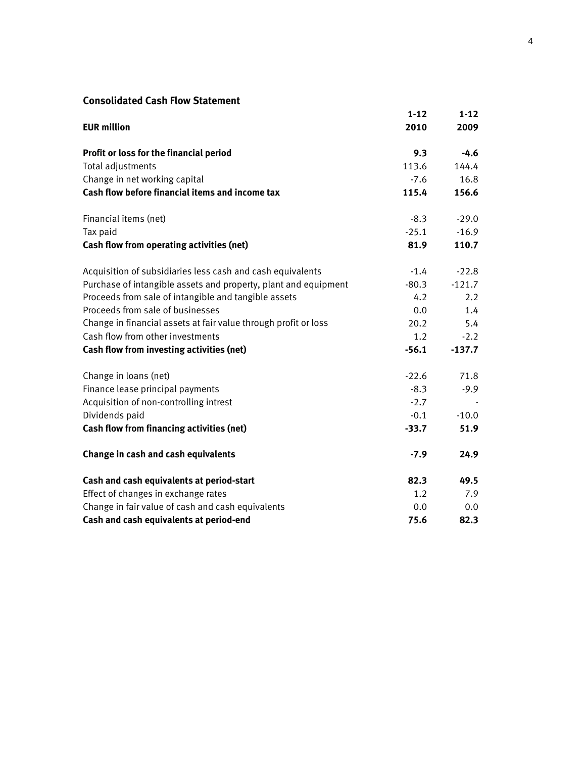## Consolidated Cash Flow Statement

| EUR million | 1-12 2010 | 1-12 2009 |
|---|---|---|
| **Profit or loss for the financial period** | **9.3** | **-4.6** |
| Total adjustments | 113.6 | 144.4 |
| Change in net working capital | -7.6 | 16.8 |
| **Cash flow before financial items and income tax** | **115.4** | **156.6** |
| | | |
| Financial items (net) | -8.3 | -29.0 |
| Tax paid | -25.1 | -16.9 |
| **Cash flow from operating activities (net)** | **81.9** | **110.7** |
| | | |
| Acquisition of subsidiaries less cash and cash equivalents | -1.4 | -22.8 |
| Purchase of intangible assets and property, plant and equipment | -80.3 | -121.7 |
| Proceeds from sale of intangible and tangible assets | 4.2 | 2.2 |
| Proceeds from sale of businesses | 0.0 | 1.4 |
| Change in financial assets at fair value through profit or loss | 20.2 | 5.4 |
| Cash flow from other investments | 1.2 | -2.2 |
| **Cash flow from investing activities (net)** | **-56.1** | **-137.7** |
| | | |
| Change in loans (net) | -22.6 | 71.8 |
| Finance lease principal payments | -8.3 | -9.9 |
| Acquisition of non-controlling intrest | -2.7 | - |
| Dividends paid | -0.1 | -10.0 |
| **Cash flow from financing activities (net)** | **-33.7** | **51.9** |
| | | |
| **Change in cash and cash equivalents** | **-7.9** | **24.9** |
| | | |
| **Cash and cash equivalents at period-start** | **82.3** | **49.5** |
| Effect of changes in exchange rates | 1.2 | 7.9 |
| Change in fair value of cash and cash equivalents | 0.0 | 0.0 |
| **Cash and cash equivalents at period-end** | **75.6** | **82.3** |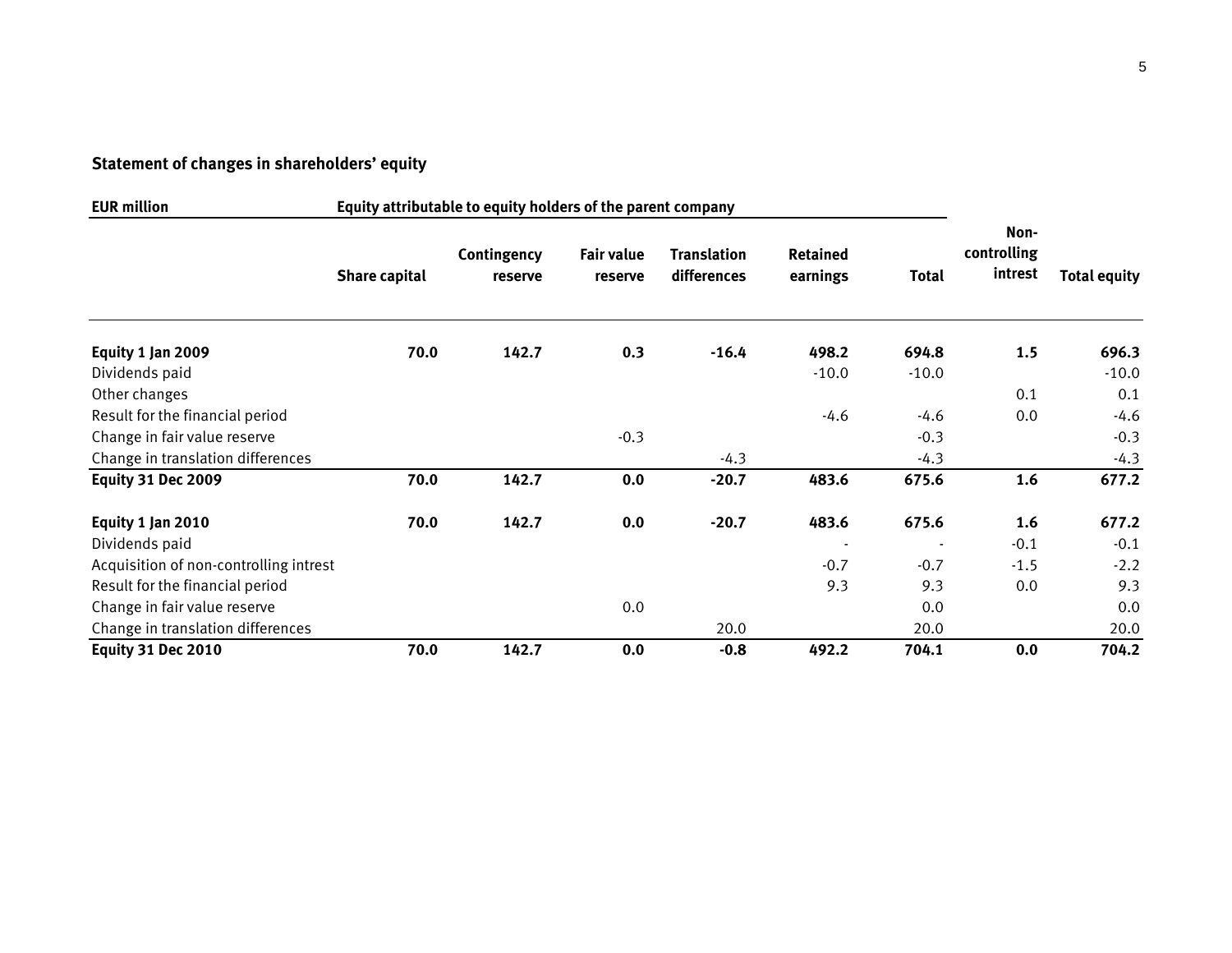### Statement of changes in shareholders' equity

| EUR million | Equity attributable to equity holders of the parent company | | | | | | | |
|---|---|---|---|---|---|---|---|---|
| | Share capital | Contingency reserve | Fair value reserve | Translation differences | Retained earnings | Total | Non-controlling intrest | Total equity |
| **Equity 1 Jan 2009** | **70.0** | **142.7** | **0.3** | **-16.4** | **498.2** | **694.8** | **1.5** | **696.3** |
| Dividends paid | | | | | -10.0 | -10.0 | | -10.0 |
| Other changes | | | | | | | 0.1 | 0.1 |
| Result for the financial period | | | | | -4.6 | -4.6 | 0.0 | -4.6 |
| Change in fair value reserve | | | -0.3 | | | -0.3 | | -0.3 |
| Change in translation differences | | | | -4.3 | | -4.3 | | -4.3 |
| **Equity 31 Dec 2009** | **70.0** | **142.7** | **0.0** | **-20.7** | **483.6** | **675.6** | **1.6** | **677.2** |
| | | | | | | | | |
| **Equity 1 Jan 2010** | **70.0** | **142.7** | **0.0** | **-20.7** | **483.6** | **675.6** | **1.6** | **677.2** |
| Dividends paid | | | | | - | - | -0.1 | -0.1 |
| Acquisition of non-controlling intrest | | | | | -0.7 | -0.7 | -1.5 | -2.2 |
| Result for the financial period | | | | | 9.3 | 9.3 | 0.0 | 9.3 |
| Change in fair value reserve | | | 0.0 | | | 0.0 | | 0.0 |
| Change in translation differences | | | | 20.0 | | 20.0 | | 20.0 |
| **Equity 31 Dec 2010** | **70.0** | **142.7** | **0.0** | **-0.8** | **492.2** | **704.1** | **0.0** | **704.2** |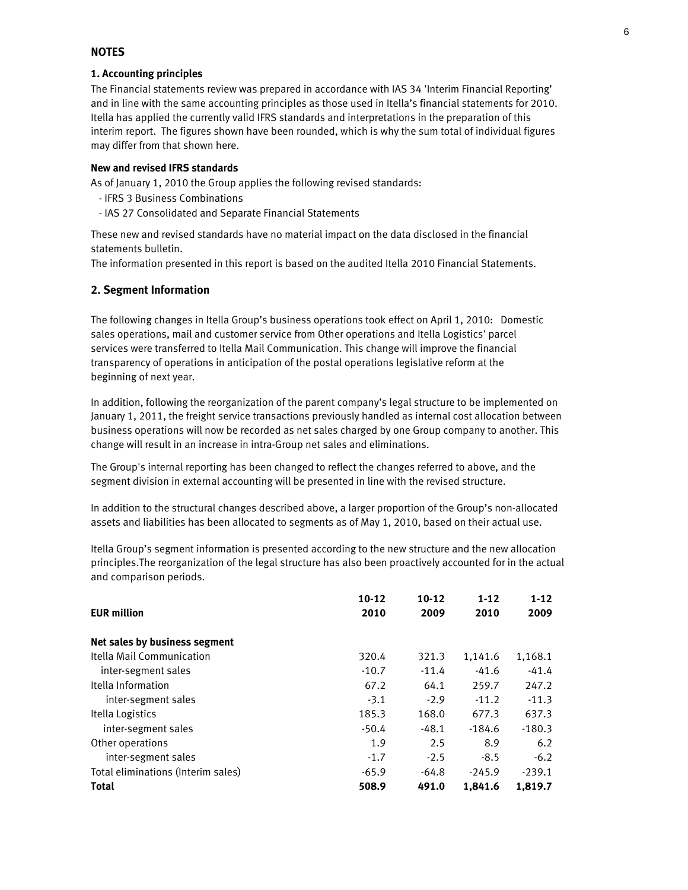## NOTES

### 1. Accounting principles

The Financial statements review was prepared in accordance with IAS 34 'Interim Financial Reporting' and in line with the same accounting principles as those used in Itella's financial statements for 2010. Itella has applied the currently valid IFRS standards and interpretations in the preparation of this interim report. The figures shown have been rounded, which is why the sum total of individual figures may differ from that shown here.

**New and revised IFRS standards**

As of January 1, 2010 the Group applies the following revised standards:

- IFRS 3 Business Combinations
- IAS 27 Consolidated and Separate Financial Statements

These new and revised standards have no material impact on the data disclosed in the financial statements bulletin.
The information presented in this report is based on the audited Itella 2010 Financial Statements.

### 2. Segment Information

The following changes in Itella Group's business operations took effect on April 1, 2010: Domestic sales operations, mail and customer service from Other operations and Itella Logistics' parcel services were transferred to Itella Mail Communication. This change will improve the financial transparency of operations in anticipation of the postal operations legislative reform at the beginning of next year.

In addition, following the reorganization of the parent company's legal structure to be implemented on January 1, 2011, the freight service transactions previously handled as internal cost allocation between business operations will now be recorded as net sales charged by one Group company to another. This change will result in an increase in intra-Group net sales and eliminations.

The Group's internal reporting has been changed to reflect the changes referred to above, and the segment division in external accounting will be presented in line with the revised structure.

In addition to the structural changes described above, a larger proportion of the Group's non-allocated assets and liabilities has been allocated to segments as of May 1, 2010, based on their actual use.

Itella Group's segment information is presented according to the new structure and the new allocation principles.The reorganization of the legal structure has also been proactively accounted for in the actual and comparison periods.

| EUR million | 10-12 2010 | 10-12 2009 | 1-12 2010 | 1-12 2009 |
|---|---|---|---|---|
| **Net sales by business segment** | | | | |
| Itella Mail Communication | 320.4 | 321.3 | 1,141.6 | 1,168.1 |
| inter-segment sales | -10.7 | -11.4 | -41.6 | -41.4 |
| Itella Information | 67.2 | 64.1 | 259.7 | 247.2 |
| inter-segment sales | -3.1 | -2.9 | -11.2 | -11.3 |
| Itella Logistics | 185.3 | 168.0 | 677.3 | 637.3 |
| inter-segment sales | -50.4 | -48.1 | -184.6 | -180.3 |
| Other operations | 1.9 | 2.5 | 8.9 | 6.2 |
| inter-segment sales | -1.7 | -2.5 | -8.5 | -6.2 |
| Total eliminations (Interim sales) | -65.9 | -64.8 | -245.9 | -239.1 |
| **Total** | **508.9** | **491.0** | **1,841.6** | **1,819.7** |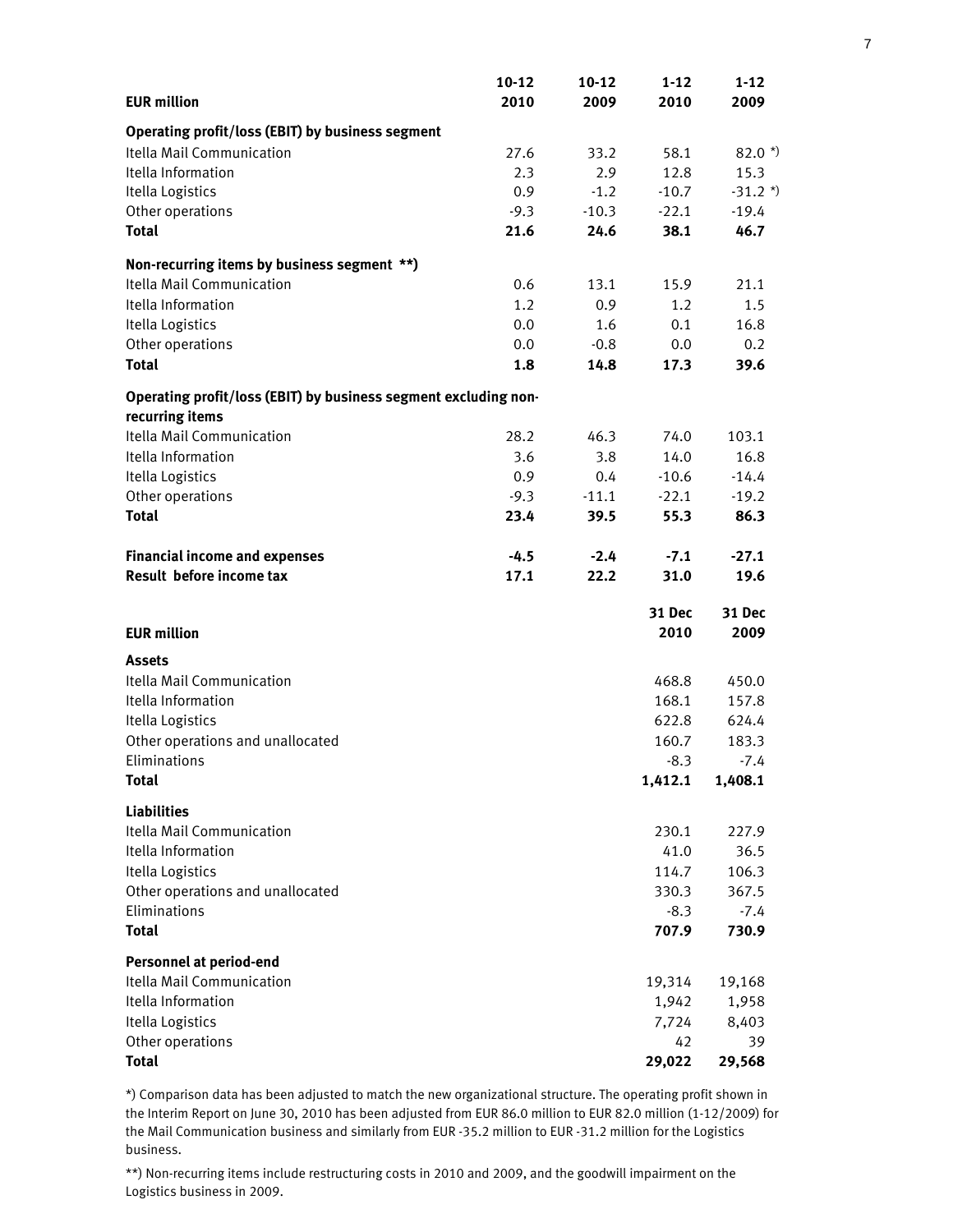| EUR million | 10-12 2010 | 10-12 2009 | 1-12 2010 | 1-12 2009 |
|---|---|---|---|---|
| **Operating profit/loss (EBIT) by business segment** | | | | |
| Itella Mail Communication | 27.6 | 33.2 | 58.1 | 82.0 *) |
| Itella Information | 2.3 | 2.9 | 12.8 | 15.3 |
| Itella Logistics | 0.9 | -1.2 | -10.7 | -31.2 *) |
| Other operations | -9.3 | -10.3 | -22.1 | -19.4 |
| **Total** | **21.6** | **24.6** | **38.1** | **46.7** |
| **Non-recurring items by business segment \*\*)** | | | | |
| Itella Mail Communication | 0.6 | 13.1 | 15.9 | 21.1 |
| Itella Information | 1.2 | 0.9 | 1.2 | 1.5 |
| Itella Logistics | 0.0 | 1.6 | 0.1 | 16.8 |
| Other operations | 0.0 | -0.8 | 0.0 | 0.2 |
| **Total** | **1.8** | **14.8** | **17.3** | **39.6** |
| **Operating profit/loss (EBIT) by business segment excluding non-recurring items** | | | | |
| Itella Mail Communication | 28.2 | 46.3 | 74.0 | 103.1 |
| Itella Information | 3.6 | 3.8 | 14.0 | 16.8 |
| Itella Logistics | 0.9 | 0.4 | -10.6 | -14.4 |
| Other operations | -9.3 | -11.1 | -22.1 | -19.2 |
| **Total** | **23.4** | **39.5** | **55.3** | **86.3** |
| **Financial income and expenses** | **-4.5** | **-2.4** | **-7.1** | **-27.1** |
| **Result before income tax** | **17.1** | **22.2** | **31.0** | **19.6** |

| EUR million | 31 Dec 2010 | 31 Dec 2009 |
|---|---|---|
| **Assets** | | |
| Itella Mail Communication | 468.8 | 450.0 |
| Itella Information | 168.1 | 157.8 |
| Itella Logistics | 622.8 | 624.4 |
| Other operations and unallocated | 160.7 | 183.3 |
| Eliminations | -8.3 | -7.4 |
| **Total** | **1,412.1** | **1,408.1** |
| **Liabilities** | | |
| Itella Mail Communication | 230.1 | 227.9 |
| Itella Information | 41.0 | 36.5 |
| Itella Logistics | 114.7 | 106.3 |
| Other operations and unallocated | 330.3 | 367.5 |
| Eliminations | -8.3 | -7.4 |
| **Total** | **707.9** | **730.9** |
| **Personnel at period-end** | | |
| Itella Mail Communication | 19,314 | 19,168 |
| Itella Information | 1,942 | 1,958 |
| Itella Logistics | 7,724 | 8,403 |
| Other operations | 42 | 39 |
| **Total** | **29,022** | **29,568** |

*) Comparison data has been adjusted to match the new organizational structure. The operating profit shown in the Interim Report on June 30, 2010 has been adjusted from EUR 86.0 million to EUR 82.0 million (1-12/2009) for the Mail Communication business and similarly from EUR -35.2 million to EUR -31.2 million for the Logistics business.

**) Non-recurring items include restructuring costs in 2010 and 2009, and the goodwill impairment on the Logistics business in 2009.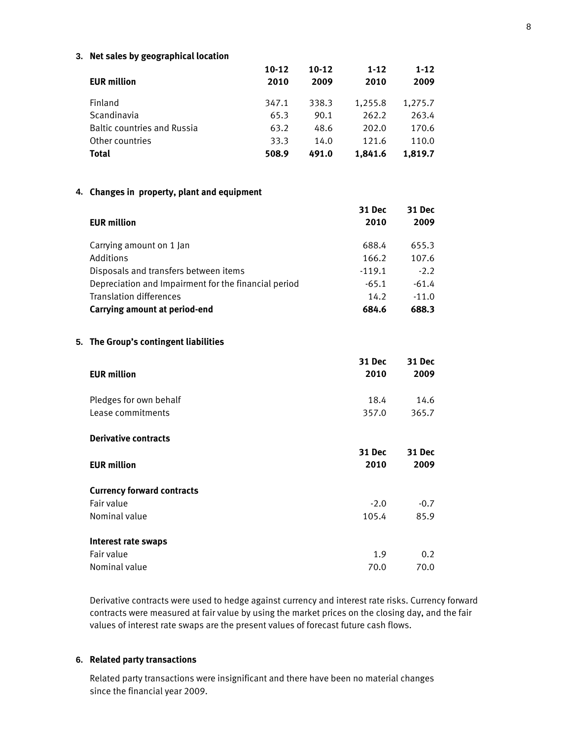### 3. Net sales by geographical location

| EUR million | 10-12 2010 | 10-12 2009 | 1-12 2010 | 1-12 2009 |
|---|---|---|---|---|
| Finland | 347.1 | 338.3 | 1,255.8 | 1,275.7 |
| Scandinavia | 65.3 | 90.1 | 262.2 | 263.4 |
| Baltic countries and Russia | 63.2 | 48.6 | 202.0 | 170.6 |
| Other countries | 33.3 | 14.0 | 121.6 | 110.0 |
| **Total** | **508.9** | **491.0** | **1,841.6** | **1,819.7** |

### 4. Changes in property, plant and equipment

| EUR million | 31 Dec 2010 | 31 Dec 2009 |
|---|---|---|
| Carrying amount on 1 Jan | 688.4 | 655.3 |
| Additions | 166.2 | 107.6 |
| Disposals and transfers between items | -119.1 | -2.2 |
| Depreciation and Impairment for the financial period | -65.1 | -61.4 |
| Translation differences | 14.2 | -11.0 |
| **Carrying amount at period-end** | **684.6** | **688.3** |

### 5. The Group's contingent liabilities

| EUR million | 31 Dec 2010 | 31 Dec 2009 |
|---|---|---|
| Pledges for own behalf | 18.4 | 14.6 |
| Lease commitments | 357.0 | 365.7 |

**Derivative contracts**

| EUR million | 31 Dec 2010 | 31 Dec 2009 |
|---|---|---|
| **Currency forward contracts** | | |
| Fair value | -2.0 | -0.7 |
| Nominal value | 105.4 | 85.9 |
| **Interest rate swaps** | | |
| Fair value | 1.9 | 0.2 |
| Nominal value | 70.0 | 70.0 |

Derivative contracts were used to hedge against currency and interest rate risks. Currency forward contracts were measured at fair value by using the market prices on the closing day, and the fair values of interest rate swaps are the present values of forecast future cash flows.

### 6. Related party transactions

Related party transactions were insignificant and there have been no material changes since the financial year 2009.